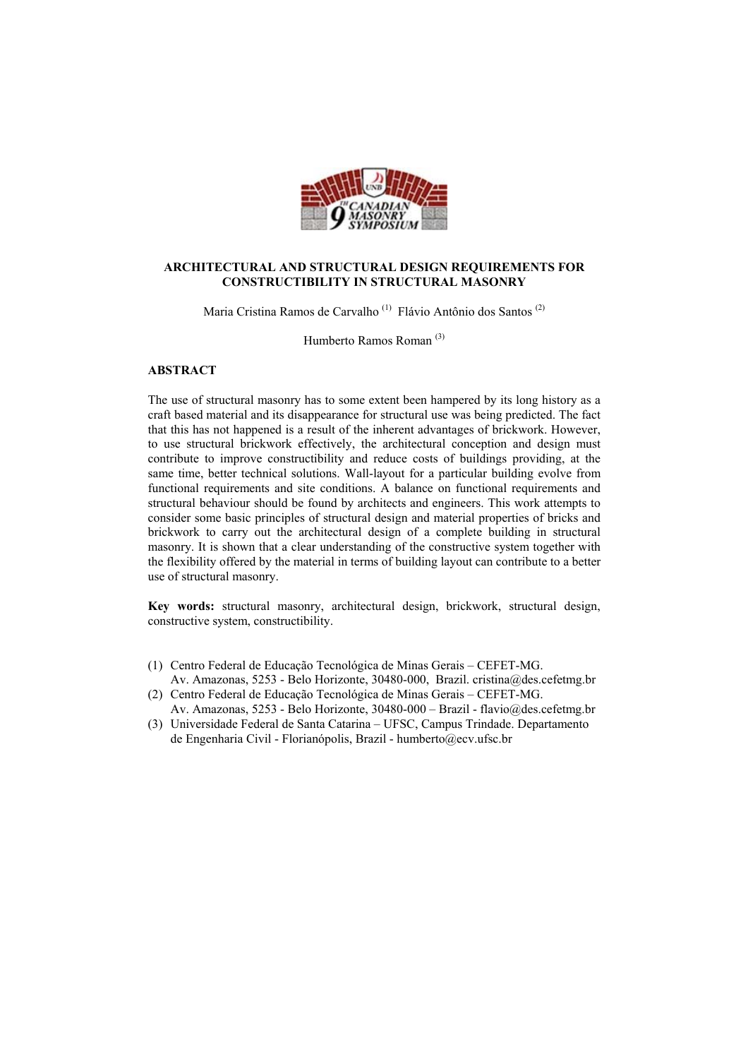# ARCHITECTURAL AND STRUCTURAL DESIGN REQUIREMENTS FOR CONSTRUCTIBILITY IN STRUCTURAL MASONRY

Maria Cristina Ramos de Carvalho (1) Flávio Antônio dos Santos (2)

Humberto Ramos Roman (3)

## ABSTRACT

The use of structural masonry has to some extent been hampered by its long history as a craft based material and its disappearance for structural use was being predicted. The fact that this has not happened is a result of the inherent advantages of brickwork. However, to use structural brickwork effectively, the architectural conception and design must contribute to improve constructibility and reduce costs of buildings providing, at the same time, better technical solutions. Wall-layout for a particular building evolve from functional requirements and site conditions. A balance on functional requirements and structural behaviour should be found by architects and engineers. This work attempts to consider some basic principles of structural design and material properties of bricks and brickwork to carry out the architectural design of a complete building in structural masonry. It is shown that a clear understanding of the constructive system together with the flexibility offered by the material in terms of building layout can contribute to a better use of structural masonry.

**Key words:** structural masonry, architectural design, brickwork, structural design, constructive system, constructibility.

(1) Centro Federal de Educação Tecnológica de Minas Gerais – CEFET-MG. Av. Amazonas, 5253 - Belo Horizonte, 30480-000, Brazil. cristina@des.cefetmg.br

(2) Centro Federal de Educação Tecnológica de Minas Gerais – CEFET-MG. Av. Amazonas, 5253 - Belo Horizonte, 30480-000 – Brazil - flavio@des.cefetmg.br

(3) Universidade Federal de Santa Catarina – UFSC, Campus Trindade. Departamento de Engenharia Civil - Florianópolis, Brazil - humberto@ecv.ufsc.br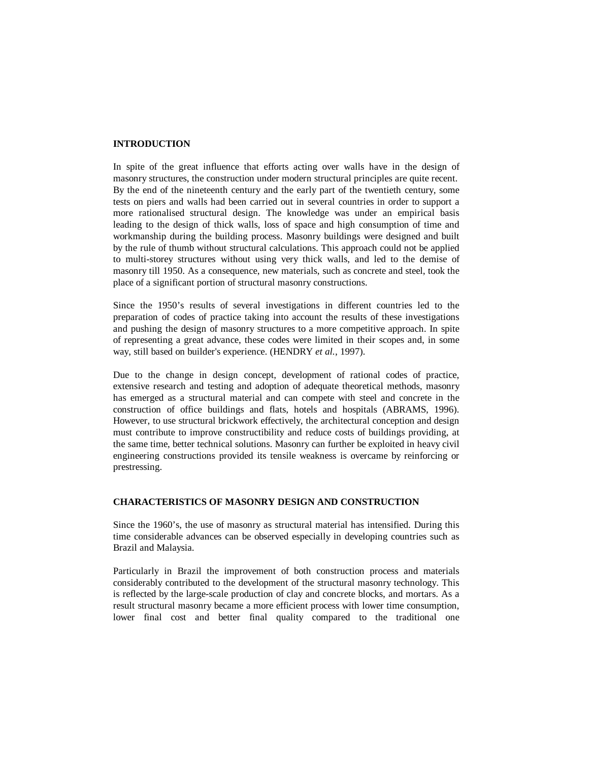## INTRODUCTION

In spite of the great influence that efforts acting over walls have in the design of masonry structures, the construction under modern structural principles are quite recent. By the end of the nineteenth century and the early part of the twentieth century, some tests on piers and walls had been carried out in several countries in order to support a more rationalised structural design. The knowledge was under an empirical basis leading to the design of thick walls, loss of space and high consumption of time and workmanship during the building process. Masonry buildings were designed and built by the rule of thumb without structural calculations. This approach could not be applied to multi-storey structures without using very thick walls, and led to the demise of masonry till 1950. As a consequence, new materials, such as concrete and steel, took the place of a significant portion of structural masonry constructions.

Since the 1950's results of several investigations in different countries led to the preparation of codes of practice taking into account the results of these investigations and pushing the design of masonry structures to a more competitive approach. In spite of representing a great advance, these codes were limited in their scopes and, in some way, still based on builder's experience. (HENDRY *et al.*, 1997).

Due to the change in design concept, development of rational codes of practice, extensive research and testing and adoption of adequate theoretical methods, masonry has emerged as a structural material and can compete with steel and concrete in the construction of office buildings and flats, hotels and hospitals (ABRAMS, 1996). However, to use structural brickwork effectively, the architectural conception and design must contribute to improve constructibility and reduce costs of buildings providing, at the same time, better technical solutions. Masonry can further be exploited in heavy civil engineering constructions provided its tensile weakness is overcame by reinforcing or prestressing.

## CHARACTERISTICS OF MASONRY DESIGN AND CONSTRUCTION

Since the 1960's, the use of masonry as structural material has intensified. During this time considerable advances can be observed especially in developing countries such as Brazil and Malaysia.

Particularly in Brazil the improvement of both construction process and materials considerably contributed to the development of the structural masonry technology. This is reflected by the large-scale production of clay and concrete blocks, and mortars. As a result structural masonry became a more efficient process with lower time consumption, lower final cost and better final quality compared to the traditional one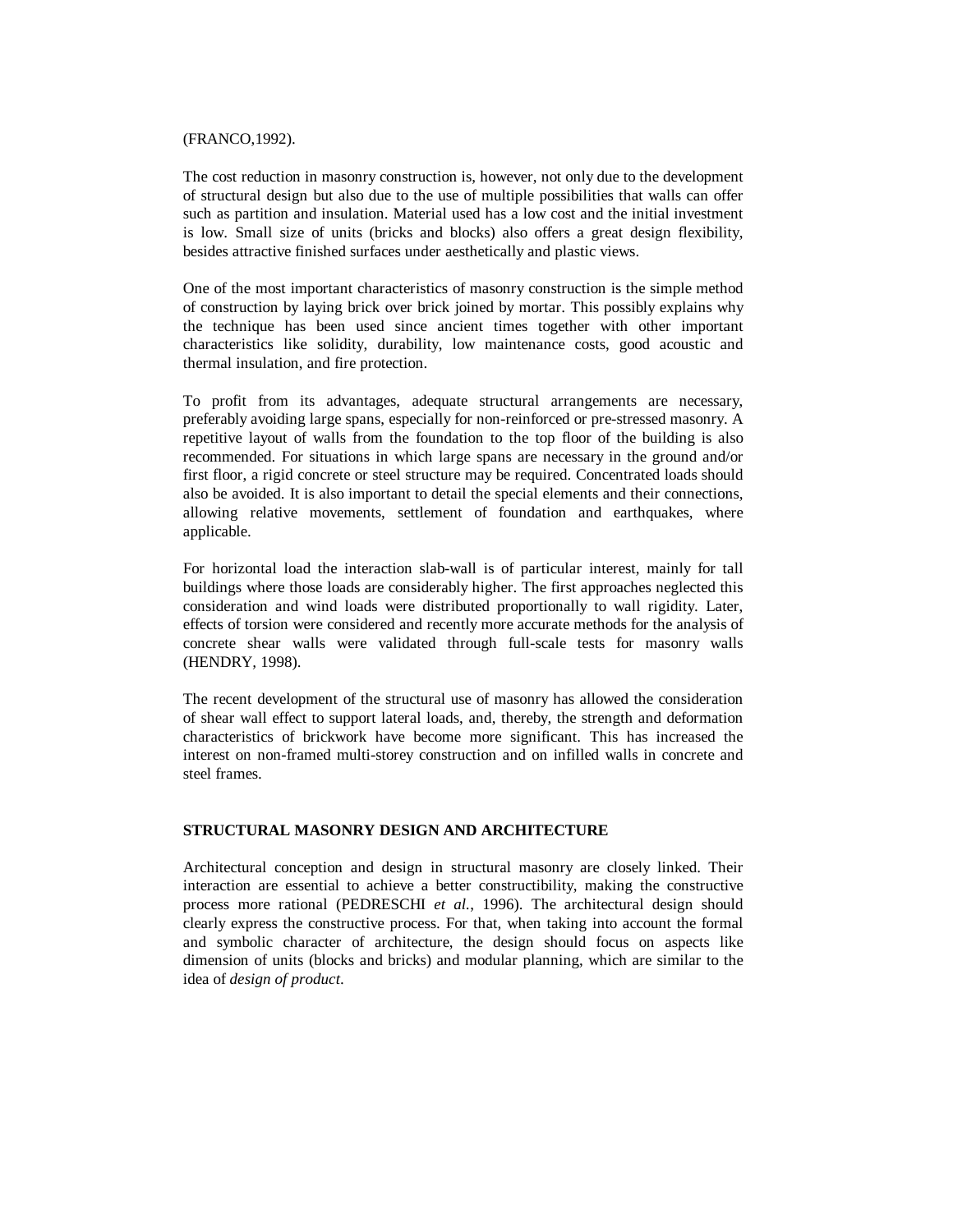(FRANCO,1992).

The cost reduction in masonry construction is, however, not only due to the development of structural design but also due to the use of multiple possibilities that walls can offer such as partition and insulation. Material used has a low cost and the initial investment is low. Small size of units (bricks and blocks) also offers a great design flexibility, besides attractive finished surfaces under aesthetically and plastic views.

One of the most important characteristics of masonry construction is the simple method of construction by laying brick over brick joined by mortar. This possibly explains why the technique has been used since ancient times together with other important characteristics like solidity, durability, low maintenance costs, good acoustic and thermal insulation, and fire protection.

To profit from its advantages, adequate structural arrangements are necessary, preferably avoiding large spans, especially for non-reinforced or pre-stressed masonry. A repetitive layout of walls from the foundation to the top floor of the building is also recommended. For situations in which large spans are necessary in the ground and/or first floor, a rigid concrete or steel structure may be required. Concentrated loads should also be avoided. It is also important to detail the special elements and their connections, allowing relative movements, settlement of foundation and earthquakes, where applicable.

For horizontal load the interaction slab-wall is of particular interest, mainly for tall buildings where those loads are considerably higher. The first approaches neglected this consideration and wind loads were distributed proportionally to wall rigidity. Later, effects of torsion were considered and recently more accurate methods for the analysis of concrete shear walls were validated through full-scale tests for masonry walls (HENDRY, 1998).

The recent development of the structural use of masonry has allowed the consideration of shear wall effect to support lateral loads, and, thereby, the strength and deformation characteristics of brickwork have become more significant. This has increased the interest on non-framed multi-storey construction and on infilled walls in concrete and steel frames.

## STRUCTURAL MASONRY DESIGN AND ARCHITECTURE

Architectural conception and design in structural masonry are closely linked. Their interaction are essential to achieve a better constructibility, making the constructive process more rational (PEDRESCHI *et al.*, 1996). The architectural design should clearly express the constructive process. For that, when taking into account the formal and symbolic character of architecture, the design should focus on aspects like dimension of units (blocks and bricks) and modular planning, which are similar to the idea of *design of product*.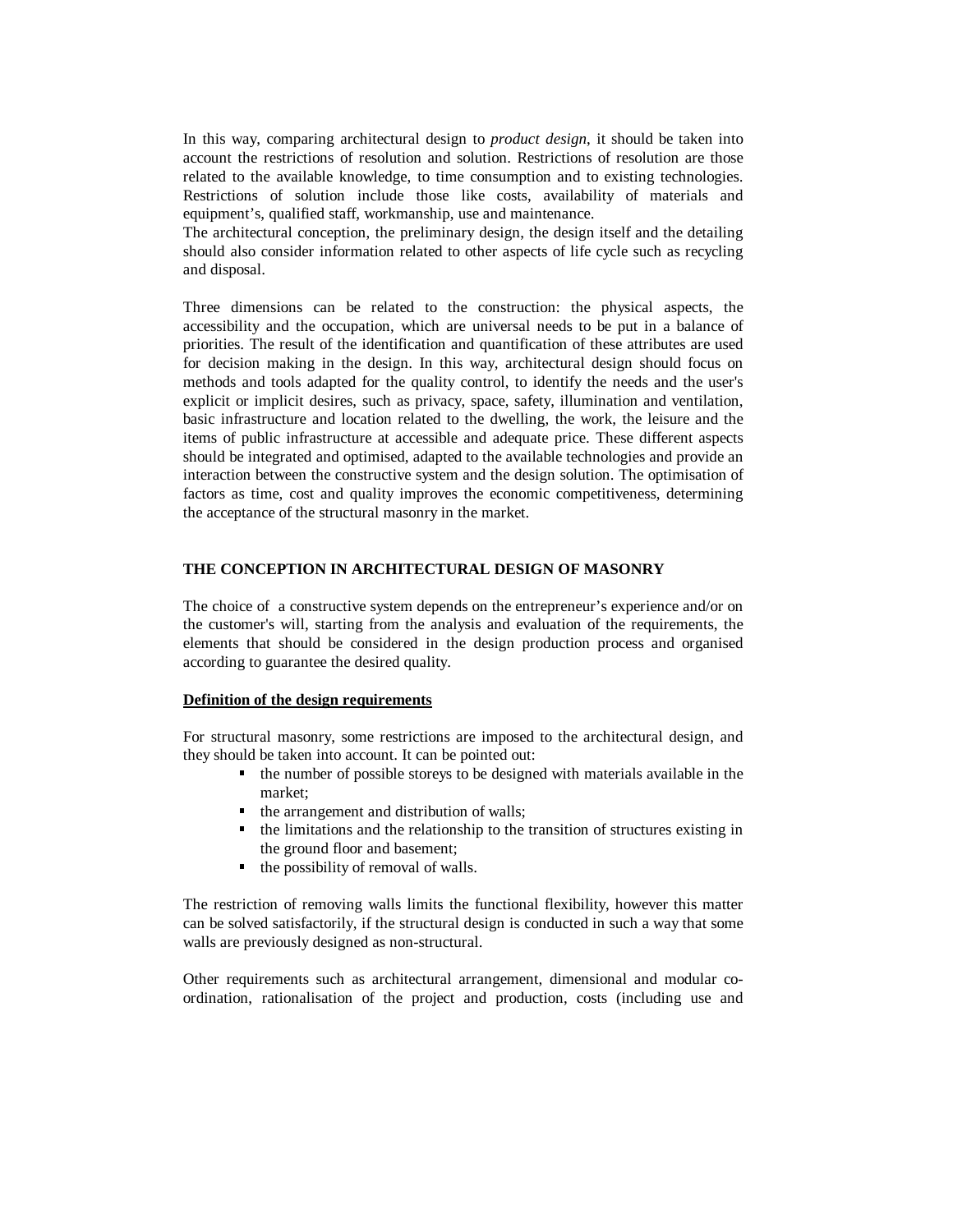In this way, comparing architectural design to *product design*, it should be taken into account the restrictions of resolution and solution. Restrictions of resolution are those related to the available knowledge, to time consumption and to existing technologies. Restrictions of solution include those like costs, availability of materials and equipment's, qualified staff, workmanship, use and maintenance.
The architectural conception, the preliminary design, the design itself and the detailing should also consider information related to other aspects of life cycle such as recycling and disposal.

Three dimensions can be related to the construction: the physical aspects, the accessibility and the occupation, which are universal needs to be put in a balance of priorities. The result of the identification and quantification of these attributes are used for decision making in the design. In this way, architectural design should focus on methods and tools adapted for the quality control, to identify the needs and the user's explicit or implicit desires, such as privacy, space, safety, illumination and ventilation, basic infrastructure and location related to the dwelling, the work, the leisure and the items of public infrastructure at accessible and adequate price. These different aspects should be integrated and optimised, adapted to the available technologies and provide an interaction between the constructive system and the design solution. The optimisation of factors as time, cost and quality improves the economic competitiveness, determining the acceptance of the structural masonry in the market.

## THE CONCEPTION IN ARCHITECTURAL DESIGN OF MASONRY

The choice of a constructive system depends on the entrepreneur's experience and/or on the customer's will, starting from the analysis and evaluation of the requirements, the elements that should be considered in the design production process and organised according to guarantee the desired quality.

### Definition of the design requirements

For structural masonry, some restrictions are imposed to the architectural design, and they should be taken into account. It can be pointed out:

- the number of possible storeys to be designed with materials available in the market;
- the arrangement and distribution of walls;
- the limitations and the relationship to the transition of structures existing in the ground floor and basement;
- the possibility of removal of walls.

The restriction of removing walls limits the functional flexibility, however this matter can be solved satisfactorily, if the structural design is conducted in such a way that some walls are previously designed as non-structural.

Other requirements such as architectural arrangement, dimensional and modular co-ordination, rationalisation of the project and production, costs (including use and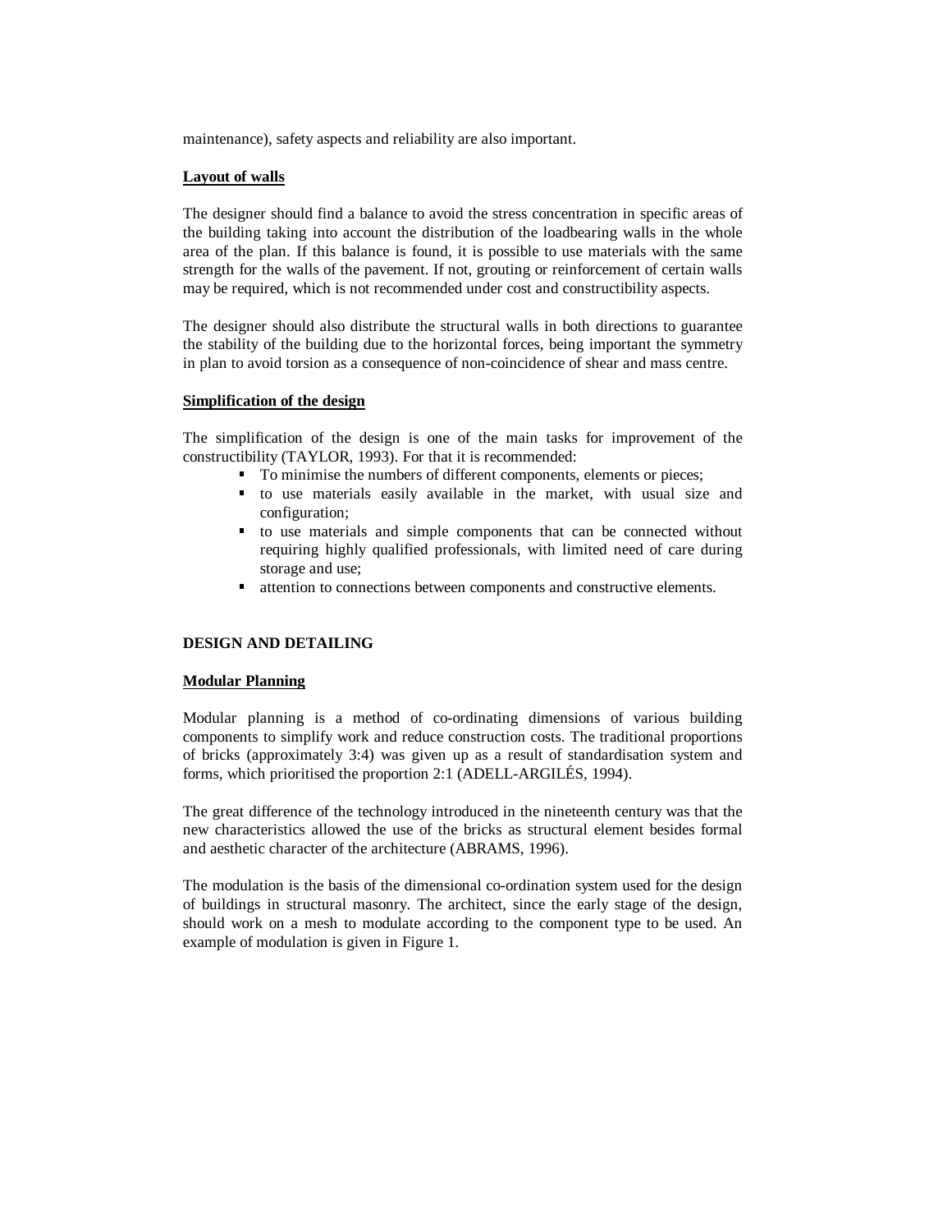maintenance), safety aspects and reliability are also important.

### Layout of walls

The designer should find a balance to avoid the stress concentration in specific areas of the building taking into account the distribution of the loadbearing walls in the whole area of the plan. If this balance is found, it is possible to use materials with the same strength for the walls of the pavement. If not, grouting or reinforcement of certain walls may be required, which is not recommended under cost and constructibility aspects.

The designer should also distribute the structural walls in both directions to guarantee the stability of the building due to the horizontal forces, being important the symmetry in plan to avoid torsion as a consequence of non-coincidence of shear and mass centre.

### Simplification of the design

The simplification of the design is one of the main tasks for improvement of the constructibility (TAYLOR, 1993). For that it is recommended:

- To minimise the numbers of different components, elements or pieces;
- to use materials easily available in the market, with usual size and configuration;
- to use materials and simple components that can be connected without requiring highly qualified professionals, with limited need of care during storage and use;
- attention to connections between components and constructive elements.

## DESIGN AND DETAILING

### Modular Planning

Modular planning is a method of co-ordinating dimensions of various building components to simplify work and reduce construction costs. The traditional proportions of bricks (approximately 3:4) was given up as a result of standardisation system and forms, which prioritised the proportion 2:1 (ADELL-ARGILÉS, 1994).

The great difference of the technology introduced in the nineteenth century was that the new characteristics allowed the use of the bricks as structural element besides formal and aesthetic character of the architecture (ABRAMS, 1996).

The modulation is the basis of the dimensional co-ordination system used for the design of buildings in structural masonry. The architect, since the early stage of the design, should work on a mesh to modulate according to the component type to be used. An example of modulation is given in Figure 1.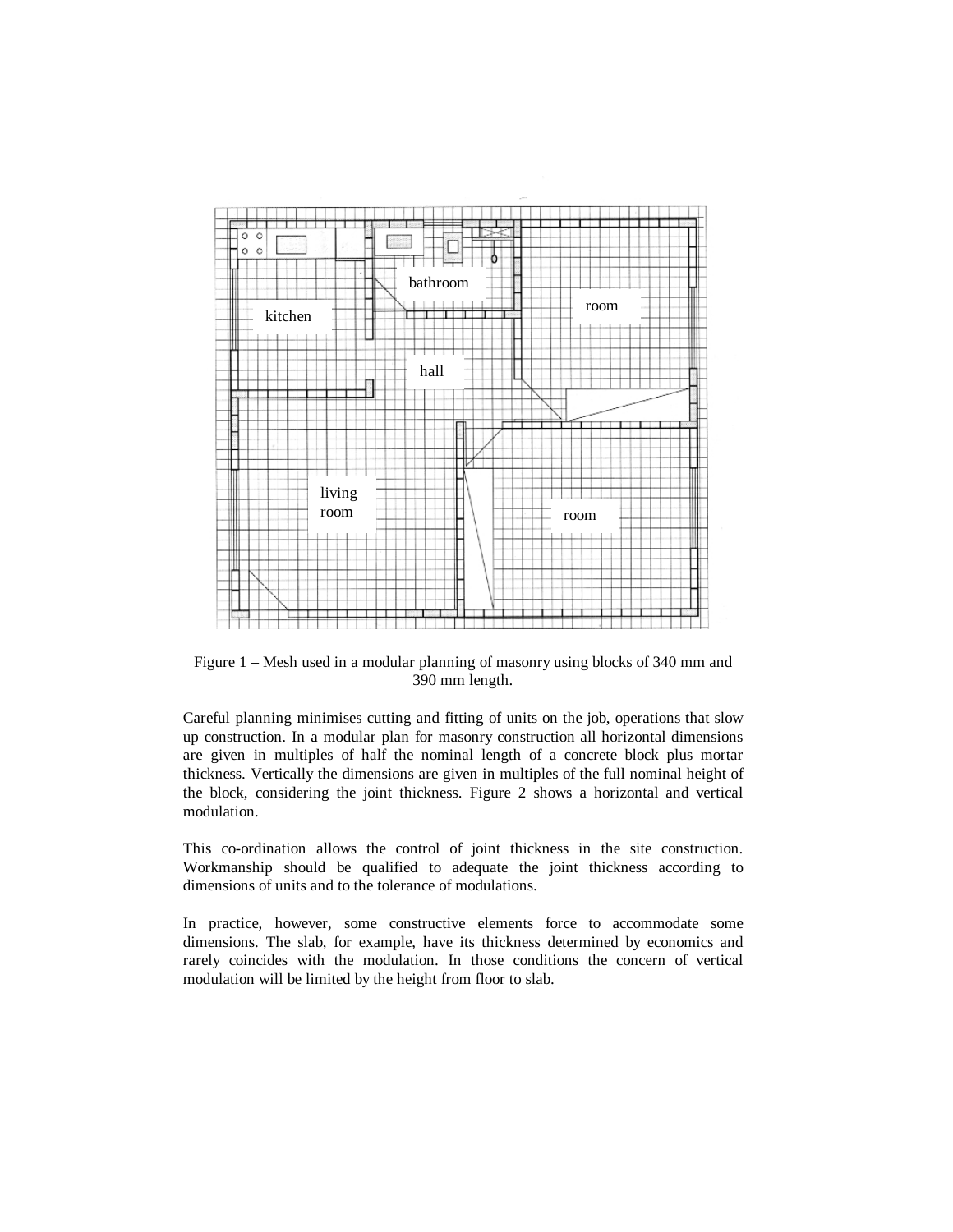Figure 1 – Mesh used in a modular planning of masonry using blocks of 340 mm and 390 mm length.

Careful planning minimises cutting and fitting of units on the job, operations that slow up construction. In a modular plan for masonry construction all horizontal dimensions are given in multiples of half the nominal length of a concrete block plus mortar thickness. Vertically the dimensions are given in multiples of the full nominal height of the block, considering the joint thickness. Figure 2 shows a horizontal and vertical modulation.

This co-ordination allows the control of joint thickness in the site construction. Workmanship should be qualified to adequate the joint thickness according to dimensions of units and to the tolerance of modulations.

In practice, however, some constructive elements force to accommodate some dimensions. The slab, for example, have its thickness determined by economics and rarely coincides with the modulation. In those conditions the concern of vertical modulation will be limited by the height from floor to slab.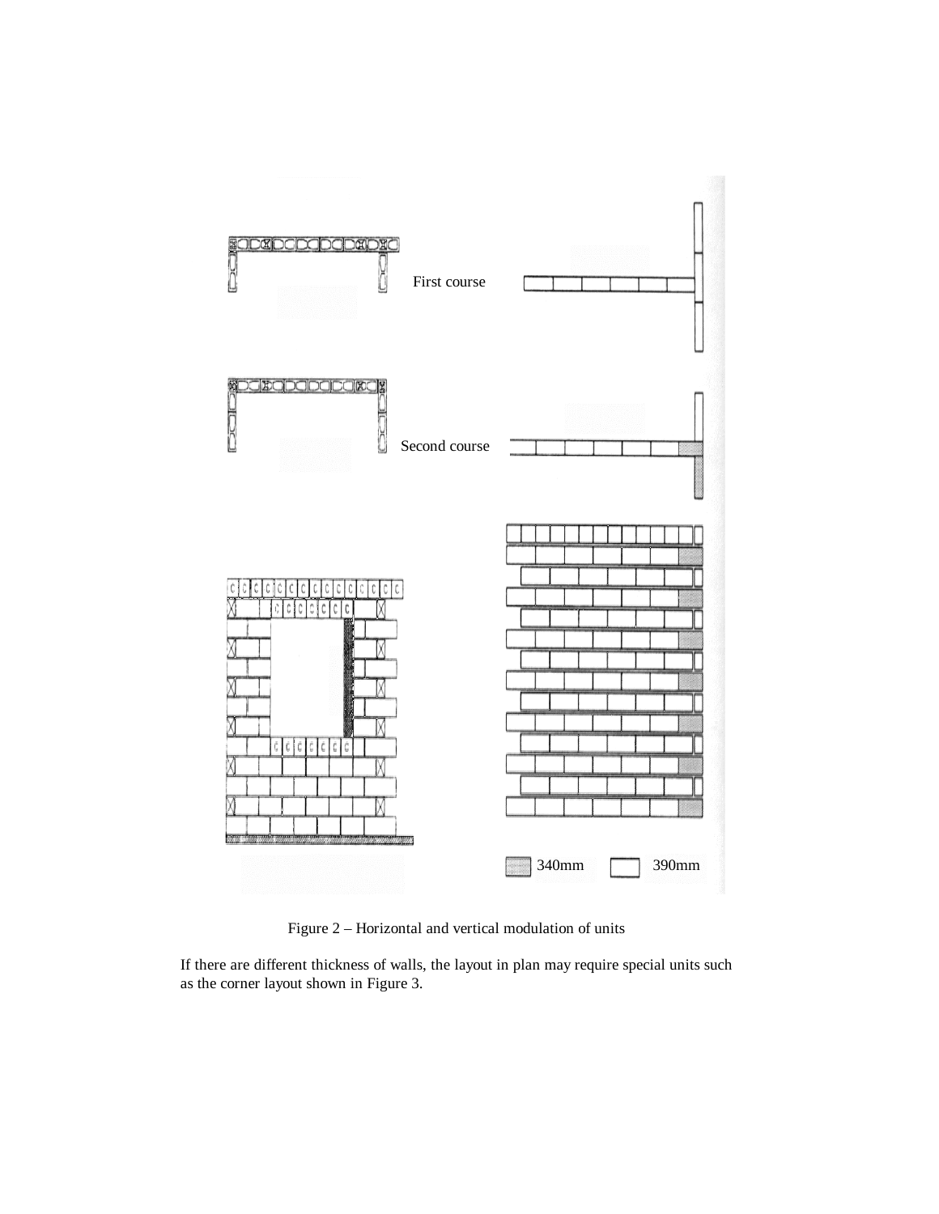First course

Second course

340mm 390mm

Figure 2 – Horizontal and vertical modulation of units

If there are different thickness of walls, the layout in plan may require special units such as the corner layout shown in Figure 3.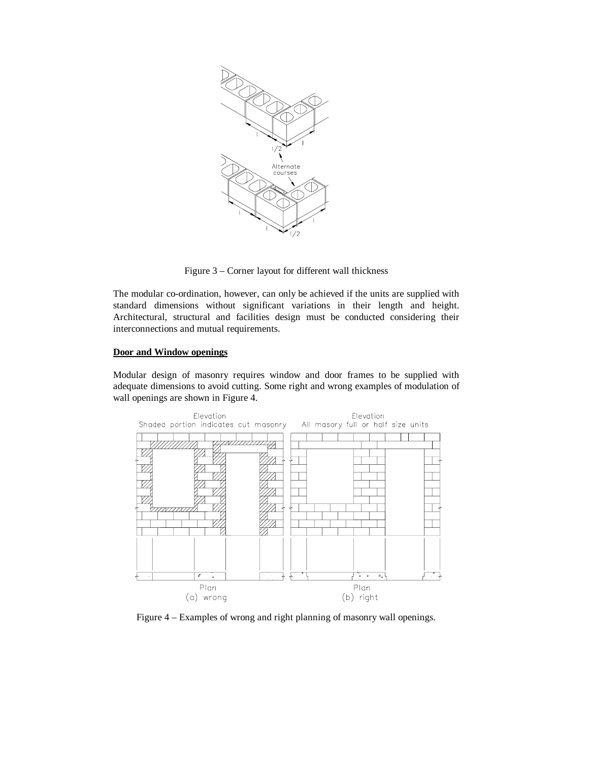Figure 3 – Corner layout for different wall thickness

The modular co-ordination, however, can only be achieved if the units are supplied with standard dimensions without significant variations in their length and height. Architectural, structural and facilities design must be conducted considering their interconnections and mutual requirements.

**Door and Window openings**

Modular design of masonry requires window and door frames to be supplied with adequate dimensions to avoid cutting. Some right and wrong examples of modulation of wall openings are shown in Figure 4.

Figure 4 – Examples of wrong and right planning of masonry wall openings.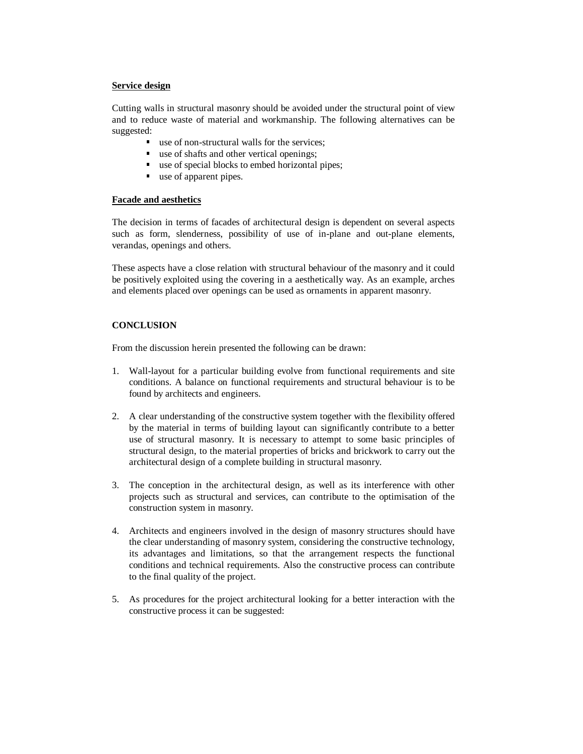**Service design**

Cutting walls in structural masonry should be avoided under the structural point of view and to reduce waste of material and workmanship. The following alternatives can be suggested:

- use of non-structural walls for the services;
- use of shafts and other vertical openings;
- use of special blocks to embed horizontal pipes;
- use of apparent pipes.

**Facade and aesthetics**

The decision in terms of facades of architectural design is dependent on several aspects such as form, slenderness, possibility of use of in-plane and out-plane elements, verandas, openings and others.

These aspects have a close relation with structural behaviour of the masonry and it could be positively exploited using the covering in a aesthetically way. As an example, arches and elements placed over openings can be used as ornaments in apparent masonry.

## CONCLUSION

From the discussion herein presented the following can be drawn:

1. Wall-layout for a particular building evolve from functional requirements and site conditions. A balance on functional requirements and structural behaviour is to be found by architects and engineers.

2. A clear understanding of the constructive system together with the flexibility offered by the material in terms of building layout can significantly contribute to a better use of structural masonry. It is necessary to attempt to some basic principles of structural design, to the material properties of bricks and brickwork to carry out the architectural design of a complete building in structural masonry.

3. The conception in the architectural design, as well as its interference with other projects such as structural and services, can contribute to the optimisation of the construction system in masonry.

4. Architects and engineers involved in the design of masonry structures should have the clear understanding of masonry system, considering the constructive technology, its advantages and limitations, so that the arrangement respects the functional conditions and technical requirements. Also the constructive process can contribute to the final quality of the project.

5. As procedures for the project architectural looking for a better interaction with the constructive process it can be suggested: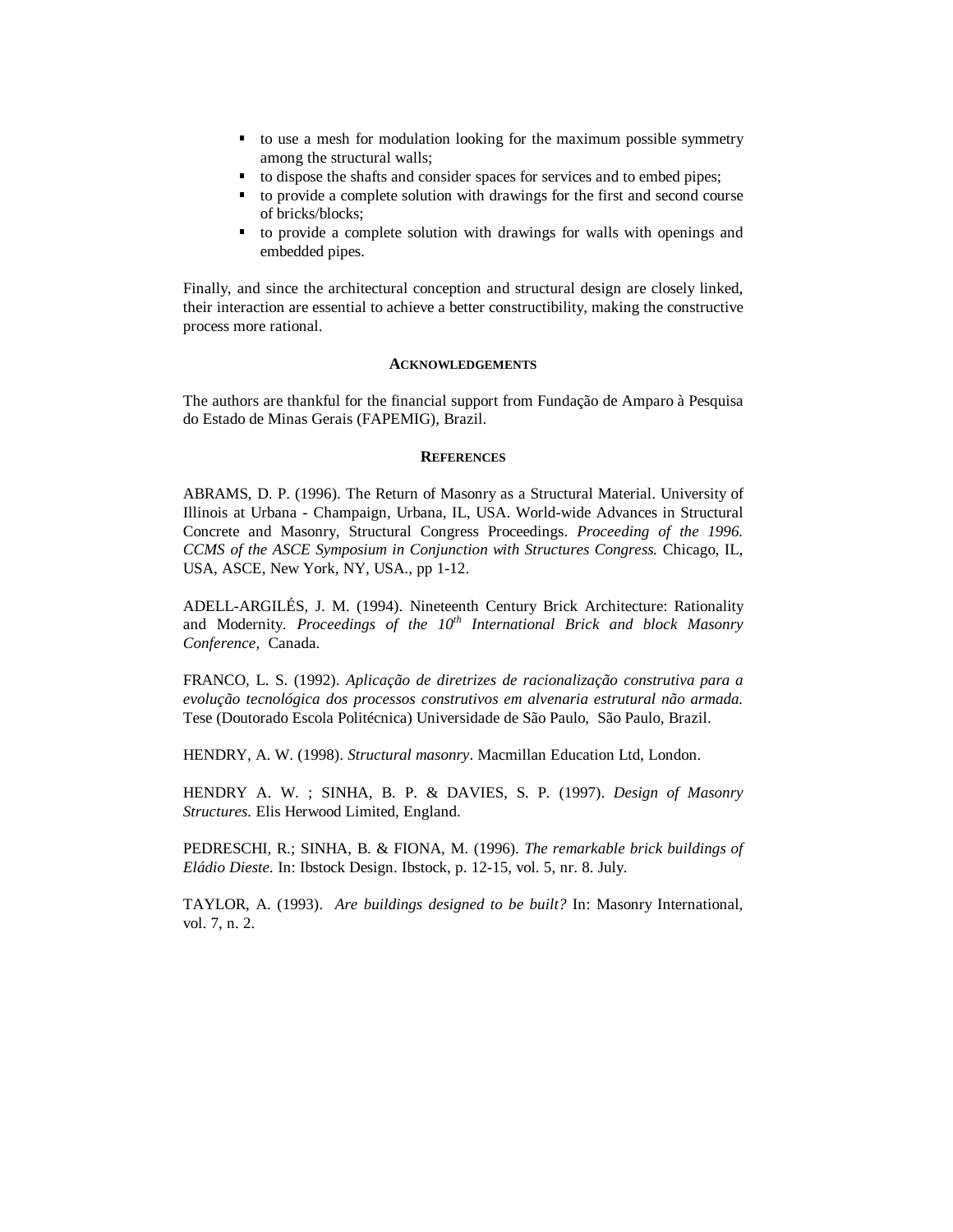- to use a mesh for modulation looking for the maximum possible symmetry among the structural walls;
- to dispose the shafts and consider spaces for services and to embed pipes;
- to provide a complete solution with drawings for the first and second course of bricks/blocks;
- to provide a complete solution with drawings for walls with openings and embedded pipes.

Finally, and since the architectural conception and structural design are closely linked, their interaction are essential to achieve a better constructibility, making the constructive process more rational.

## ACKNOWLEDGEMENTS

The authors are thankful for the financial support from Fundação de Amparo à Pesquisa do Estado de Minas Gerais (FAPEMIG), Brazil.

## REFERENCES

ABRAMS, D. P. (1996). The Return of Masonry as a Structural Material. University of Illinois at Urbana - Champaign, Urbana, IL, USA. World-wide Advances in Structural Concrete and Masonry, Structural Congress Proceedings. *Proceeding of the 1996. CCMS of the ASCE Symposium in Conjunction with Structures Congress.* Chicago, IL, USA, ASCE, New York, NY, USA., pp 1-12.

ADELL-ARGILÉS, J. M. (1994). Nineteenth Century Brick Architecture: Rationality and Modernity. *Proceedings of the 10th International Brick and block Masonry Conference,* Canada.

FRANCO, L. S. (1992). *Aplicação de diretrizes de racionalização construtiva para a evolução tecnológica dos processos construtivos em alvenaria estrutural não armada.* Tese (Doutorado Escola Politécnica) Universidade de São Paulo, São Paulo, Brazil.

HENDRY, A. W. (1998). *Structural masonry*. Macmillan Education Ltd, London.

HENDRY A. W. ; SINHA, B. P. & DAVIES, S. P. (1997). *Design of Masonry Structures.* Elis Herwood Limited, England.

PEDRESCHI, R.; SINHA, B. & FIONA, M. (1996). *The remarkable brick buildings of Eládio Dieste*. In: Ibstock Design. Ibstock, p. 12-15, vol. 5, nr. 8. July.

TAYLOR, A. (1993). *Are buildings designed to be built?* In: Masonry International, vol. 7, n. 2.